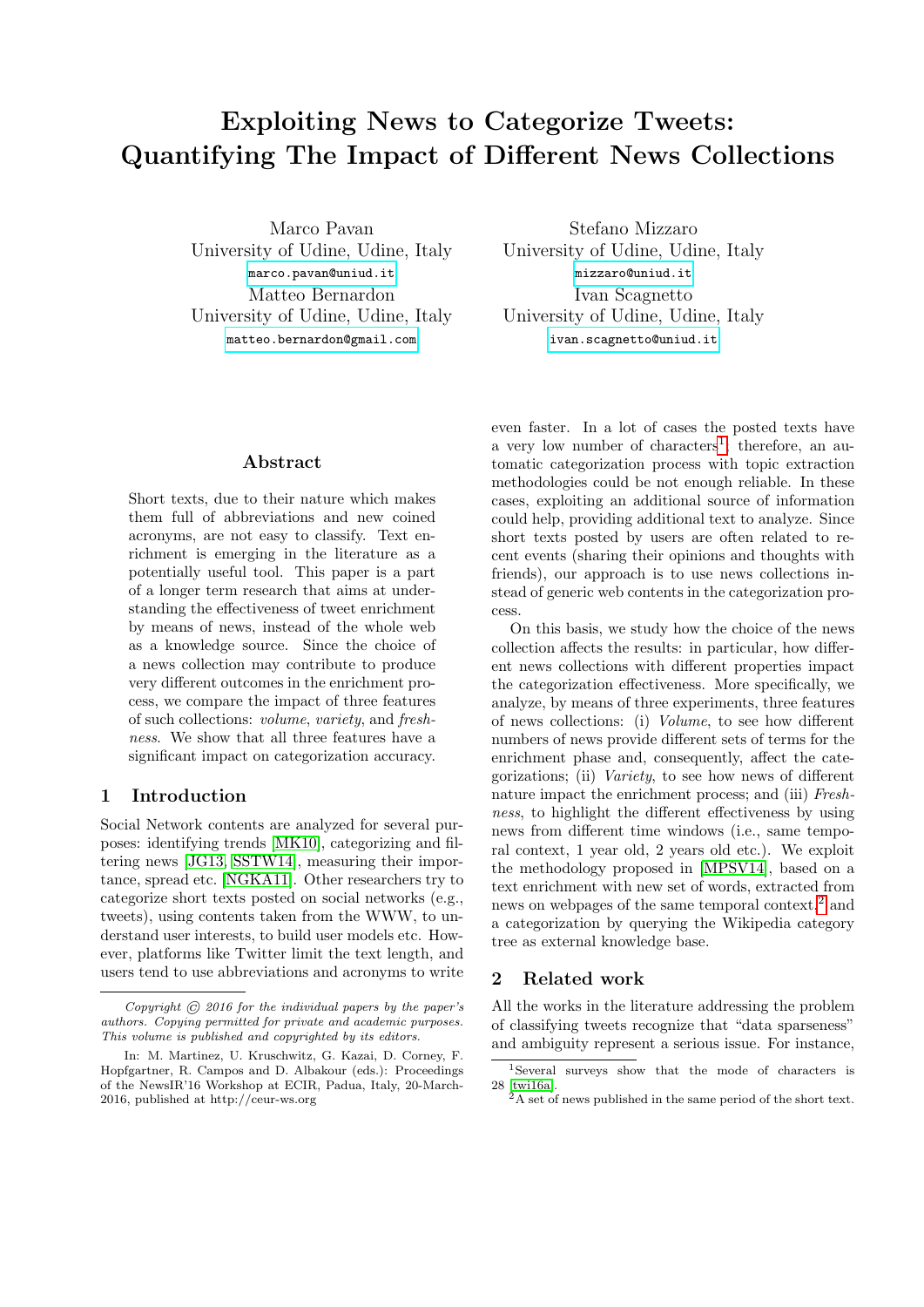# Exploiting News to Categorize Tweets: Quantifying The Impact of Different News Collections

Marco Pavan
University of Udine, Udine, Italy
marco.pavan@uniud.it

Stefano Mizzaro
University of Udine, Udine, Italy
mizzaro@uniud.it

Matteo Bernardon
University of Udine, Udine, Italy
matteo.bernardon@gmail.com

Ivan Scagnetto
University of Udine, Udine, Italy
ivan.scagnetto@uniud.it

## Abstract

Short texts, due to their nature which makes them full of abbreviations and new coined acronyms, are not easy to classify. Text enrichment is emerging in the literature as a potentially useful tool. This paper is a part of a longer term research that aims at understanding the effectiveness of tweet enrichment by means of news, instead of the whole web as a knowledge source. Since the choice of a news collection may contribute to produce very different outcomes in the enrichment process, we compare the impact of three features of such collections: *volume*, *variety*, and *freshness*. We show that all three features have a significant impact on categorization accuracy.

## 1 Introduction

Social Network contents are analyzed for several purposes: identifying trends [MK10], categorizing and filtering news [JG13, SSTW14], measuring their importance, spread etc. [NGKA11]. Other researchers try to categorize short texts posted on social networks (e.g., tweets), using contents taken from the WWW, to understand user interests, to build user models etc. However, platforms like Twitter limit the text length, and users tend to use abbreviations and acronyms to write even faster. In a lot of cases the posted texts have a very low number of characters[1], therefore, an automatic categorization process with topic extraction methodologies could be not enough reliable. In these cases, exploiting an additional source of information could help, providing additional text to analyze. Since short texts posted by users are often related to recent events (sharing their opinions and thoughts with friends), our approach is to use news collections instead of generic web contents in the categorization process.

On this basis, we study how the choice of the news collection affects the results: in particular, how different news collections with different properties impact the categorization effectiveness. More specifically, we analyze, by means of three experiments, three features of news collections: (i) *Volume*, to see how different numbers of news provide different sets of terms for the enrichment phase and, consequently, affect the categorizations; (ii) *Variety*, to see how news of different nature impact the enrichment process; and (iii) *Freshness*, to highlight the different effectiveness by using news from different time windows (i.e., same temporal context, 1 year old, 2 years old etc.). We exploit the methodology proposed in [MPSV14], based on a text enrichment with new set of words, extracted from news on webpages of the same temporal context,[2] and a categorization by querying the Wikipedia category tree as external knowledge base.

## 2 Related work

All the works in the literature addressing the problem of classifying tweets recognize that "data sparseness" and ambiguity represent a serious issue. For instance,

*Copyright © 2016 for the individual papers by the paper's authors. Copying permitted for private and academic purposes. This volume is published and copyrighted by its editors.*

In: M. Martinez, U. Kruschwitz, G. Kazai, D. Corney, F. Hopfgartner, R. Campos and D. Albakour (eds.): Proceedings of the NewsIR'16 Workshop at ECIR, Padua, Italy, 20-March-2016, published at http://ceur-ws.org

[1] Several surveys show that the mode of characters is 28 [twi16a].

[2] A set of news published in the same period of the short text.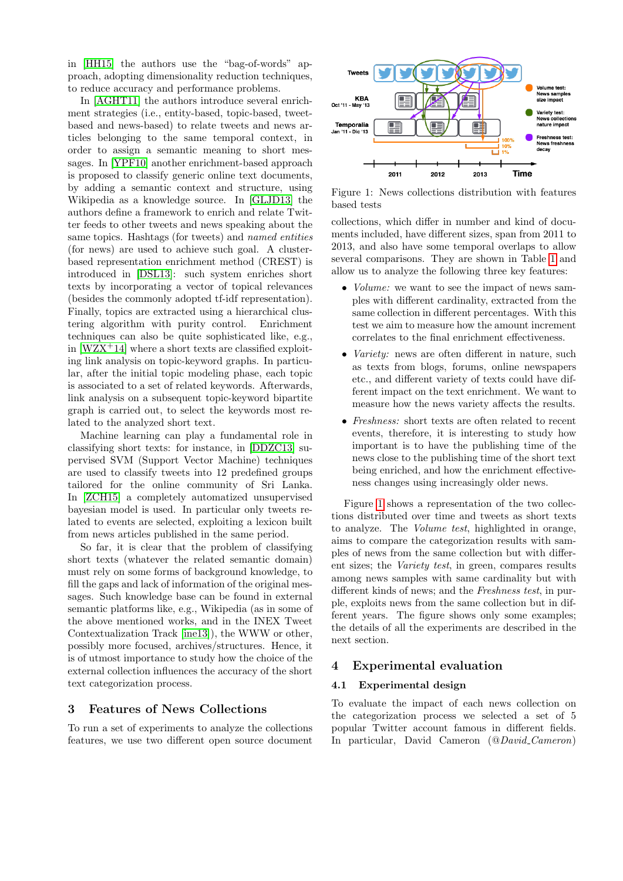in [HH15] the authors use the "bag-of-words" approach, adopting dimensionality reduction techniques, to reduce accuracy and performance problems.

In [AGHT11] the authors introduce several enrichment strategies (i.e., entity-based, topic-based, tweet-based and news-based) to relate tweets and news articles belonging to the same temporal context, in order to assign a semantic meaning to short messages. In [YPF10] another enrichment-based approach is proposed to classify generic online text documents, by adding a semantic context and structure, using Wikipedia as a knowledge source. In [GLJD13] the authors define a framework to enrich and relate Twitter feeds to other tweets and news speaking about the same topics. Hashtags (for tweets) and *named entities* (for news) are used to achieve such goal. A cluster-based representation enrichment method (CREST) is introduced in [DSL13]: such system enriches short texts by incorporating a vector of topical relevances (besides the commonly adopted tf-idf representation). Finally, topics are extracted using a hierarchical clustering algorithm with purity control. Enrichment techniques can also be quite sophisticated like, e.g., in [WZX+14] where a short texts are classified exploiting link analysis on topic-keyword graphs. In particular, after the initial topic modeling phase, each topic is associated to a set of related keywords. Afterwards, link analysis on a subsequent topic-keyword bipartite graph is carried out, to select the keywords most related to the analyzed short text.

Machine learning can play a fundamental role in classifying short texts: for instance, in [DDZC13] supervised SVM (Support Vector Machine) techniques are used to classify tweets into 12 predefined groups tailored for the online community of Sri Lanka. In [ZCH15] a completely automatized unsupervised bayesian model is used. In particular only tweets related to events are selected, exploiting a lexicon built from news articles published in the same period.

So far, it is clear that the problem of classifying short texts (whatever the related semantic domain) must rely on some forms of background knowledge, to fill the gaps and lack of information of the original messages. Such knowledge base can be found in external semantic platforms like, e.g., Wikipedia (as in some of the above mentioned works, and in the INEX Tweet Contextualization Track [ine13]), the WWW or other, possibly more focused, archives/structures. Hence, it is of utmost importance to study how the choice of the external collection influences the accuracy of the short text categorization process.

## 3 Features of News Collections

To run a set of experiments to analyze the collections features, we use two different open source document collections, which differ in number and kind of documents included, have different sizes, span from 2011 to 2013, and also have some temporal overlaps to allow several comparisons. They are shown in Table 1 and allow us to analyze the following three key features:

- *Volume:* we want to see the impact of news samples with different cardinality, extracted from the same collection in different percentages. With this test we aim to measure how the amount increment correlates to the final enrichment effectiveness.
- *Variety:* news are often different in nature, such as texts from blogs, forums, online newspapers etc., and different variety of texts could have different impact on the text enrichment. We want to measure how the news variety affects the results.
- *Freshness:* short texts are often related to recent events, therefore, it is interesting to study how important is to have the publishing time of the news close to the publishing time of the short text being enriched, and how the enrichment effectiveness changes using increasingly older news.

Figure 1: News collections distribution with features based tests

Figure 1 shows a representation of the two collections distributed over time and tweets as short texts to analyze. The *Volume test*, highlighted in orange, aims to compare the categorization results with samples of news from the same collection but with different sizes; the *Variety test*, in green, compares results among news samples with same cardinality but with different kinds of news; and the *Freshness test*, in purple, exploits news from the same collection but in different years. The figure shows only some examples; the details of all the experiments are described in the next section.

## 4 Experimental evaluation

### 4.1 Experimental design

To evaluate the impact of each news collection on the categorization process we selected a set of 5 popular Twitter account famous in different fields. In particular, David Cameron (*@David_Cameron*)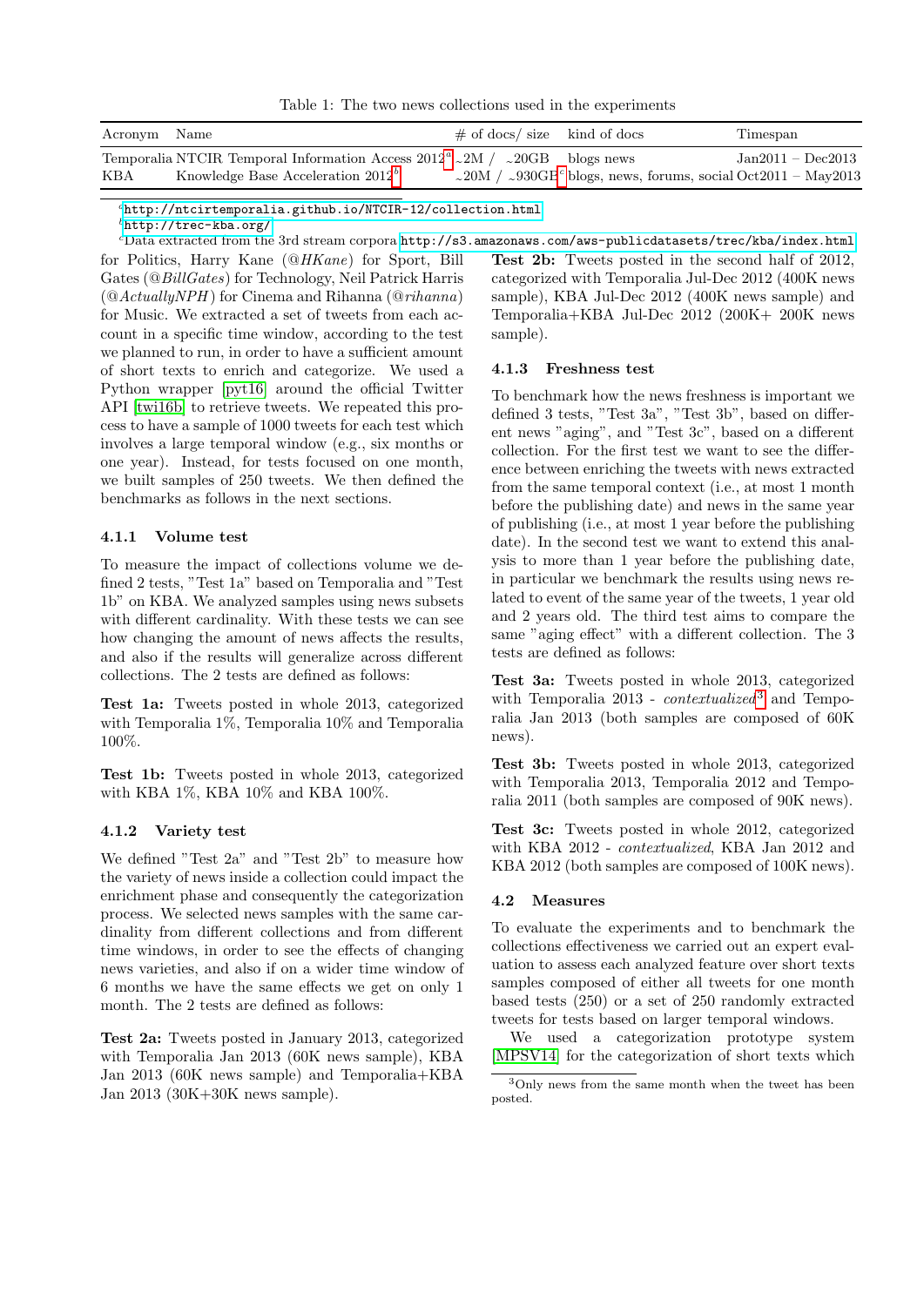Table 1: The two news collections used in the experiments

| Acronym | Name | # of docs/ size | kind of docs | Timespan |
|---|---|---|---|---|
| Temporalia | NTCIR Temporal Information Access 2012[a] | ~2M / ~20GB | blogs news | Jan2011 – Dec2013 |
| KBA | Knowledge Base Acceleration 2012[b] | ~20M / ~930GB[c] | blogs, news, forums, social | Oct2011 – May2013 |

[a] http://ntcirtemporalia.github.io/NTCIR-12/collection.html
[b] http://trec-kba.org/
[c] Data extracted from the 3rd stream corpora http://s3.amazonaws.com/aws-publicdatasets/trec/kba/index.html

for Politics, Harry Kane (@*HKane*) for Sport, Bill Gates (@*BillGates*) for Technology, Neil Patrick Harris (@*ActuallyNPH*) for Cinema and Rihanna (@*rihanna*) for Music. We extracted a set of tweets from each account in a specific time window, according to the test we planned to run, in order to have a sufficient amount of short texts to enrich and categorize. We used a Python wrapper [pyt16] around the official Twitter API [twi16b] to retrieve tweets. We repeated this process to have a sample of 1000 tweets for each test which involves a large temporal window (e.g., six months or one year). Instead, for tests focused on one month, we built samples of 250 tweets. We then defined the benchmarks as follows in the next sections.

### 4.1.1 Volume test

To measure the impact of collections volume we defined 2 tests, "Test 1a" based on Temporalia and "Test 1b" on KBA. We analyzed samples using news subsets with different cardinality. With these tests we can see how changing the amount of news affects the results, and also if the results will generalize across different collections. The 2 tests are defined as follows:

**Test 1a:** Tweets posted in whole 2013, categorized with Temporalia 1%, Temporalia 10% and Temporalia 100%.

**Test 1b:** Tweets posted in whole 2013, categorized with KBA 1%, KBA 10% and KBA 100%.

### 4.1.2 Variety test

We defined "Test 2a" and "Test 2b" to measure how the variety of news inside a collection could impact the enrichment phase and consequently the categorization process. We selected news samples with the same cardinality from different collections and from different time windows, in order to see the effects of changing news varieties, and also if on a wider time window of 6 months we have the same effects we get on only 1 month. The 2 tests are defined as follows:

**Test 2a:** Tweets posted in January 2013, categorized with Temporalia Jan 2013 (60K news sample), KBA Jan 2013 (60K news sample) and Temporalia+KBA Jan 2013 (30K+30K news sample).

**Test 2b:** Tweets posted in the second half of 2012, categorized with Temporalia Jul-Dec 2012 (400K news sample), KBA Jul-Dec 2012 (400K news sample) and Temporalia+KBA Jul-Dec 2012 (200K+ 200K news sample).

### 4.1.3 Freshness test

To benchmark how the news freshness is important we defined 3 tests, "Test 3a", "Test 3b", based on different news "aging", and "Test 3c", based on a different collection. For the first test we want to see the difference between enriching the tweets with news extracted from the same temporal context (i.e., at most 1 month before the publishing date) and news in the same year of publishing (i.e., at most 1 year before the publishing date). In the second test we want to extend this analysis to more than 1 year before the publishing date, in particular we benchmark the results using news related to event of the same year of the tweets, 1 year old and 2 years old. The third test aims to compare the same "aging effect" with a different collection. The 3 tests are defined as follows:

**Test 3a:** Tweets posted in whole 2013, categorized with Temporalia 2013 - *contextualized*[3] and Temporalia Jan 2013 (both samples are composed of 60K news).

**Test 3b:** Tweets posted in whole 2013, categorized with Temporalia 2013, Temporalia 2012 and Temporalia 2011 (both samples are composed of 90K news).

**Test 3c:** Tweets posted in whole 2012, categorized with KBA 2012 - *contextualized*, KBA Jan 2012 and KBA 2012 (both samples are composed of 100K news).

## 4.2 Measures

To evaluate the experiments and to benchmark the collections effectiveness we carried out an expert evaluation to assess each analyzed feature over short texts samples composed of either all tweets for one month based tests (250) or a set of 250 randomly extracted tweets for tests based on larger temporal windows.

We used a categorization prototype system [MPSV14] for the categorization of short texts which

[3] Only news from the same month when the tweet has been posted.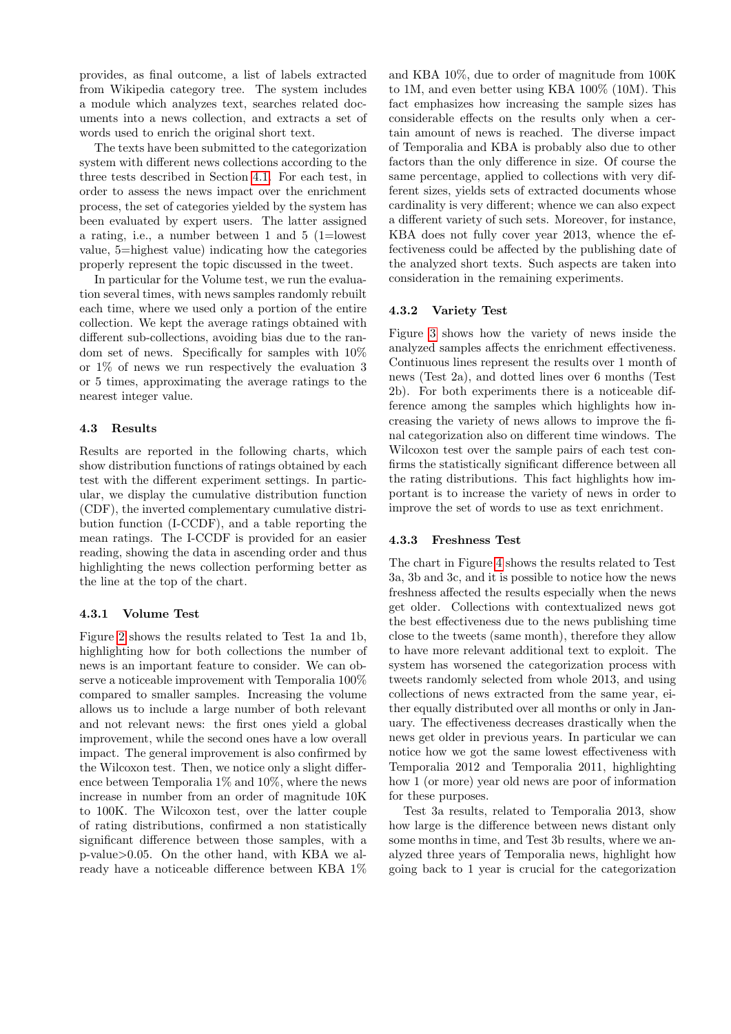provides, as final outcome, a list of labels extracted from Wikipedia category tree. The system includes a module which analyzes text, searches related documents into a news collection, and extracts a set of words used to enrich the original short text.

The texts have been submitted to the categorization system with different news collections according to the three tests described in Section 4.1. For each test, in order to assess the news impact over the enrichment process, the set of categories yielded by the system has been evaluated by expert users. The latter assigned a rating, i.e., a number between 1 and 5 (1=lowest value, 5=highest value) indicating how the categories properly represent the topic discussed in the tweet.

In particular for the Volume test, we run the evaluation several times, with news samples randomly rebuilt each time, where we used only a portion of the entire collection. We kept the average ratings obtained with different sub-collections, avoiding bias due to the random set of news. Specifically for samples with 10% or 1% of news we run respectively the evaluation 3 or 5 times, approximating the average ratings to the nearest integer value.

### 4.3 Results

Results are reported in the following charts, which show distribution functions of ratings obtained by each test with the different experiment settings. In particular, we display the cumulative distribution function (CDF), the inverted complementary cumulative distribution function (I-CCDF), and a table reporting the mean ratings. The I-CCDF is provided for an easier reading, showing the data in ascending order and thus highlighting the news collection performing better as the line at the top of the chart.

#### 4.3.1 Volume Test

Figure 2 shows the results related to Test 1a and 1b, highlighting how for both collections the number of news is an important feature to consider. We can observe a noticeable improvement with Temporalia 100% compared to smaller samples. Increasing the volume allows us to include a large number of both relevant and not relevant news: the first ones yield a global improvement, while the second ones have a low overall impact. The general improvement is also confirmed by the Wilcoxon test. Then, we notice only a slight difference between Temporalia 1% and 10%, where the news increase in number from an order of magnitude 10K to 100K. The Wilcoxon test, over the latter couple of rating distributions, confirmed a non statistically significant difference between those samples, with a p-value>0.05. On the other hand, with KBA we already have a noticeable difference between KBA 1% and KBA 10%, due to order of magnitude from 100K to 1M, and even better using KBA 100% (10M). This fact emphasizes how increasing the sample sizes has considerable effects on the results only when a certain amount of news is reached. The diverse impact of Temporalia and KBA is probably also due to other factors than the only difference in size. Of course the same percentage, applied to collections with very different sizes, yields sets of extracted documents whose cardinality is very different; whence we can also expect a different variety of such sets. Moreover, for instance, KBA does not fully cover year 2013, whence the effectiveness could be affected by the publishing date of the analyzed short texts. Such aspects are taken into consideration in the remaining experiments.

#### 4.3.2 Variety Test

Figure 3 shows how the variety of news inside the analyzed samples affects the enrichment effectiveness. Continuous lines represent the results over 1 month of news (Test 2a), and dotted lines over 6 months (Test 2b). For both experiments there is a noticeable difference among the samples which highlights how increasing the variety of news allows to improve the final categorization also on different time windows. The Wilcoxon test over the sample pairs of each test confirms the statistically significant difference between all the rating distributions. This fact highlights how important is to increase the variety of news in order to improve the set of words to use as text enrichment.

#### 4.3.3 Freshness Test

The chart in Figure 4 shows the results related to Test 3a, 3b and 3c, and it is possible to notice how the news freshness affected the results especially when the news get older. Collections with contextualized news got the best effectiveness due to the news publishing time close to the tweets (same month), therefore they allow to have more relevant additional text to exploit. The system has worsened the categorization process with tweets randomly selected from whole 2013, and using collections of news extracted from the same year, either equally distributed over all months or only in January. The effectiveness decreases drastically when the news get older in previous years. In particular we can notice how we got the same lowest effectiveness with Temporalia 2012 and Temporalia 2011, highlighting how 1 (or more) year old news are poor of information for these purposes.

Test 3a results, related to Temporalia 2013, show how large is the difference between news distant only some months in time, and Test 3b results, where we analyzed three years of Temporalia news, highlight how going back to 1 year is crucial for the categorization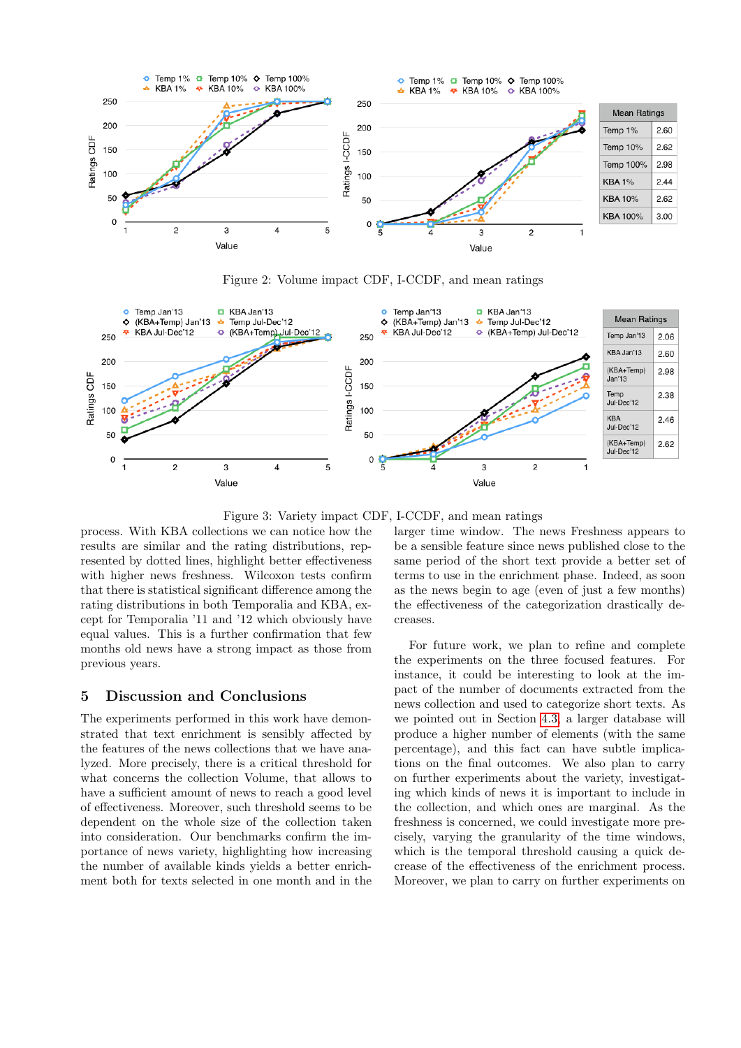| Mean Ratings | |
|---|---|
| Temp 1% | 2.60 |
| Temp 10% | 2.62 |
| Temp 100% | 2.98 |
| KBA 1% | 2.44 |
| KBA 10% | 2.62 |
| KBA 100% | 3.00 |

Figure 2: Volume impact CDF, I-CCDF, and mean ratings

| Mean Ratings | |
|---|---|
| Temp Jan'13 | 2.06 |
| KBA Jan'13 | 2.60 |
| (KBA+Temp) Jan'13 | 2.98 |
| Temp Jul-Dec'12 | 2.38 |
| KBA Jul-Dec'12 | 2.46 |
| (KBA+Temp) Jul-Dec'12 | 2.62 |

Figure 3: Variety impact CDF, I-CCDF, and mean ratings

process. With KBA collections we can notice how the results are similar and the rating distributions, represented by dotted lines, highlight better effectiveness with higher news freshness. Wilcoxon tests confirm that there is statistical significant difference among the rating distributions in both Temporalia and KBA, except for Temporalia '11 and '12 which obviously have equal values. This is a further confirmation that few months old news have a strong impact as those from previous years.

## 5 Discussion and Conclusions

The experiments performed in this work have demonstrated that text enrichment is sensibly affected by the features of the news collections that we have analyzed. More precisely, there is a critical threshold for what concerns the collection Volume, that allows to have a sufficient amount of news to reach a good level of effectiveness. Moreover, such threshold seems to be dependent on the whole size of the collection taken into consideration. Our benchmarks confirm the importance of news variety, highlighting how increasing the number of available kinds yields a better enrichment both for texts selected in one month and in the larger time window. The news Freshness appears to be a sensible feature since news published close to the same period of the short text provide a better set of terms to use in the enrichment phase. Indeed, as soon as the news begin to age (even of just a few months) the effectiveness of the categorization drastically decreases.

For future work, we plan to refine and complete the experiments on the three focused features. For instance, it could be interesting to look at the impact of the number of documents extracted from the news collection and used to categorize short texts. As we pointed out in Section 4.3, a larger database will produce a higher number of elements (with the same percentage), and this fact can have subtle implications on the final outcomes. We also plan to carry on further experiments about the variety, investigating which kinds of news it is important to include in the collection, and which ones are marginal. As the freshness is concerned, we could investigate more precisely, varying the granularity of the time windows, which is the temporal threshold causing a quick decrease of the effectiveness of the enrichment process. Moreover, we plan to carry on further experiments on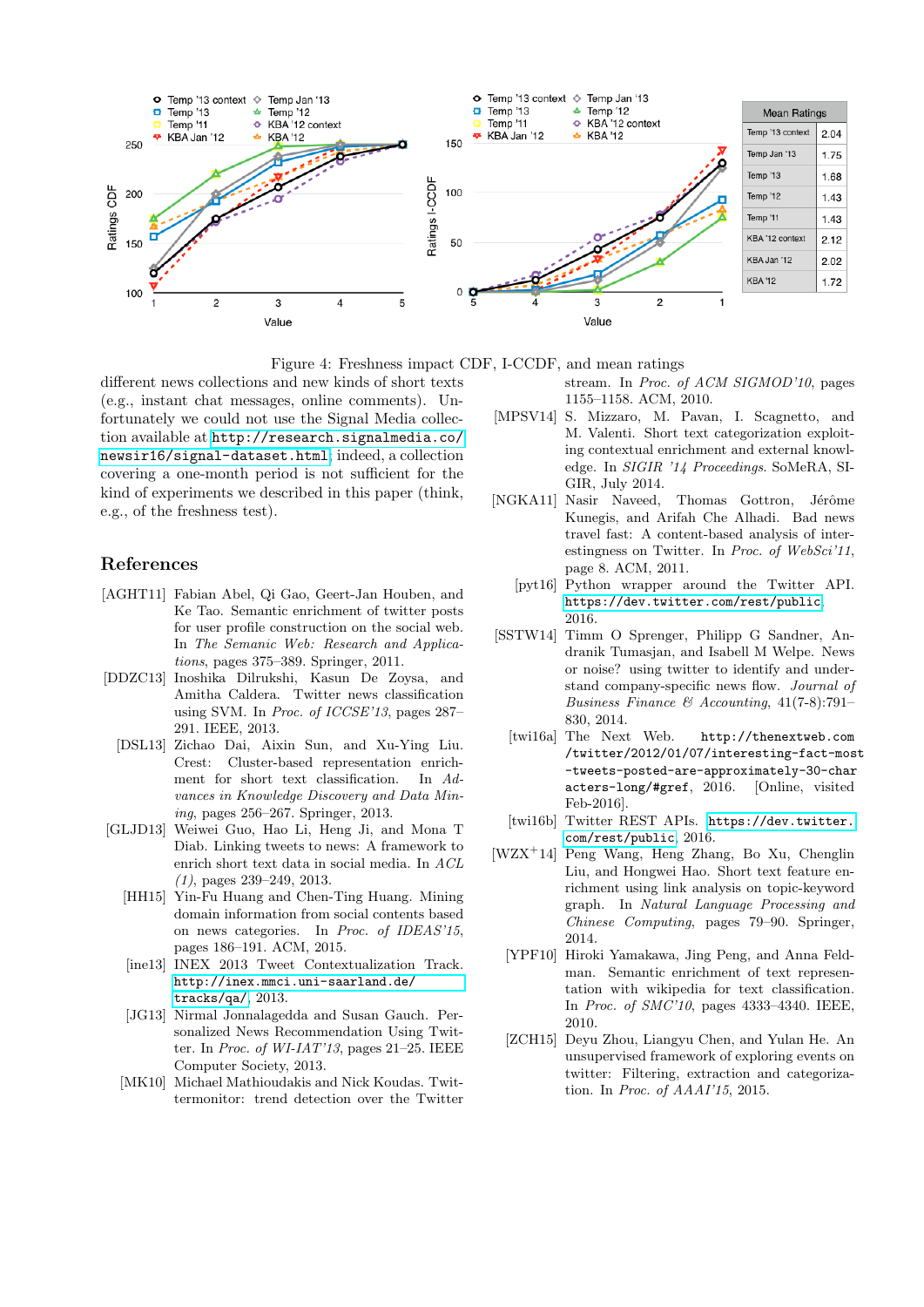Temp '13 context
Temp '13
Temp '11
KBA Jan '12
Temp Jan '13
Temp '12
KBA '12 context
KBA '12

Ratings CDF
250
200
150
100
1 2 3 4 5
Value

Temp '13 context
Temp '13
Temp '11
KBA Jan '12
Temp Jan '13
Temp '12
KBA '12 context
KBA '12

Ratings I-CCDF
150
100
50
0
5 4 3 2 1
Value

| Mean Ratings | |
|---|---|
| Temp '13 context | 2.04 |
| Temp Jan '13 | 1.75 |
| Temp '13 | 1.68 |
| Temp '12 | 1.43 |
| Temp '11 | 1.43 |
| KBA '12 context | 2.12 |
| KBA Jan '12 | 2.02 |
| KBA '12 | 1.72 |

Figure 4: Freshness impact CDF, I-CCDF, and mean ratings

different news collections and new kinds of short texts (e.g., instant chat messages, online comments). Unfortunately we could not use the Signal Media collection available at `http://research.signalmedia.co/newsir16/signal-dataset.html`; indeed, a collection covering a one-month period is not sufficient for the kind of experiments we described in this paper (think, e.g., of the freshness test).

## References

[AGHT11] Fabian Abel, Qi Gao, Geert-Jan Houben, and Ke Tao. Semantic enrichment of twitter posts for user profile construction on the social web. In *The Semanic Web: Research and Applications*, pages 375–389. Springer, 2011.

[DDZC13] Inoshika Dilrukshi, Kasun De Zoysa, and Amitha Caldera. Twitter news classification using SVM. In *Proc. of ICCSE'13*, pages 287–291. IEEE, 2013.

[DSL13] Zichao Dai, Aixin Sun, and Xu-Ying Liu. Crest: Cluster-based representation enrichment for short text classification. In *Advances in Knowledge Discovery and Data Mining*, pages 256–267. Springer, 2013.

[GLJD13] Weiwei Guo, Hao Li, Heng Ji, and Mona T Diab. Linking tweets to news: A framework to enrich short text data in social media. In *ACL (1)*, pages 239–249, 2013.

[HH15] Yin-Fu Huang and Chen-Ting Huang. Mining domain information from social contents based on news categories. In *Proc. of IDEAS'15*, pages 186–191. ACM, 2015.

[ine13] INEX 2013 Tweet Contextualization Track. `http://inex.mmci.uni-saarland.de/tracks/qa/`, 2013.

[JG13] Nirmal Jonnalagedda and Susan Gauch. Personalized News Recommendation Using Twitter. In *Proc. of WI-IAT'13*, pages 21–25. IEEE Computer Society, 2013.

[MK10] Michael Mathioudakis and Nick Koudas. Twittermonitor: trend detection over the Twitter stream. In *Proc. of ACM SIGMOD'10*, pages 1155–1158. ACM, 2010.

[MPSV14] S. Mizzaro, M. Pavan, I. Scagnetto, and M. Valenti. Short text categorization exploiting contextual enrichment and external knowledge. In *SIGIR '14 Proceedings*. SoMeRA, SIGIR, July 2014.

[NGKA11] Nasir Naveed, Thomas Gottron, Jérôme Kunegis, and Arifah Che Alhadi. Bad news travel fast: A content-based analysis of interestingness on Twitter. In *Proc. of WebSci'11*, page 8. ACM, 2011.

[pyt16] Python wrapper around the Twitter API. `https://dev.twitter.com/rest/public`, 2016.

[SSTW14] Timm O Sprenger, Philipp G Sandner, Andranik Tumasjan, and Isabell M Welpe. News or noise? using twitter to identify and understand company-specific news flow. *Journal of Business Finance & Accounting*, 41(7-8):791–830, 2014.

[twi16a] The Next Web. `http://thenextweb.com/twitter/2012/01/07/interesting-fact-most-tweets-posted-are-approximately-30-characters-long/#gref`, 2016. [Online, visited Feb-2016].

[twi16b] Twitter REST APIs. `https://dev.twitter.com/rest/public`, 2016.

[WZX+14] Peng Wang, Heng Zhang, Bo Xu, Chenglin Liu, and Hongwei Hao. Short text feature enrichment using link analysis on topic-keyword graph. In *Natural Language Processing and Chinese Computing*, pages 79–90. Springer, 2014.

[YPF10] Hiroki Yamakawa, Jing Peng, and Anna Feldman. Semantic enrichment of text representation with wikipedia for text classification. In *Proc. of SMC'10*, pages 4333–4340. IEEE, 2010.

[ZCH15] Deyu Zhou, Liangyu Chen, and Yulan He. An unsupervised framework of exploring events on twitter: Filtering, extraction and categorization. In *Proc. of AAAI'15*, 2015.